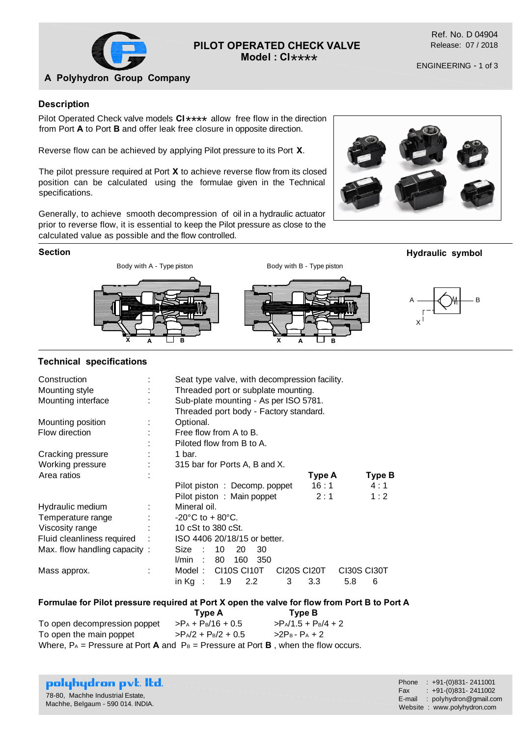# PILOT OPERATED CHECK VALVE
**Model : CI****

A Polyhydron Group Company

Ref. No. D 04904
Release: 07 / 2018

## Description

Pilot Operated Check valve models **CI**** allow free flow in the direction from Port **A** to Port **B** and offer leak free closure in opposite direction.

Reverse flow can be achieved by applying Pilot pressure to its Port **X**.

The pilot pressure required at Port **X** to achieve reverse flow from its closed position can be calculated using the formulae given in the Technical specifications.

Generally, to achieve smooth decompression of oil in a hydraulic actuator prior to reverse flow, it is essential to keep the Pilot pressure as close to the calculated value as possible and the flow controlled.

## Section

Body with A - Type piston

Body with B - Type piston

X A B

## Hydraulic symbol

A B X

## Technical specifications

| | | |
|---|---|---|
| Construction | : | Seat type valve, with decompression facility. |
| Mounting style | : | Threaded port or subplate mounting. |
| Mounting interface | : | Sub-plate mounting - As per ISO 5781. |
| | | Threaded port body - Factory standard. |
| Mounting position | : | Optional. |
| Flow direction | : | Free flow from A to B. |
| | : | Piloted flow from B to A. |
| Cracking pressure | : | 1 bar. |
| Working pressure | : | 315 bar for Ports A, B and X. |

Area ratios :

| | Type A | Type B |
|---|---|---|
| Pilot piston : Decomp. poppet | 16 : 1 | 4 : 1 |
| Pilot piston : Main poppet | 2 : 1 | 1 : 2 |

| | | |
|---|---|---|
| Hydraulic medium | : | Mineral oil. |
| Temperature range | : | -20°C to + 80°C. |
| Viscosity range | : | 10 cSt to 380 cSt. |
| Fluid cleanliness required | : | ISO 4406 20/18/15 or better. |

Max. flow handling capacity :

| Size | 10 | 20 | 30 |
|---|---|---|---|
| l/min | 80 | 160 | 350 |

Mass approx. :

| Model | CI10S | CI10T | CI20S | CI20T | CI30S | CI30T |
|---|---|---|---|---|---|---|
| in Kg | 1.9 | 2.2 | 3 | 3.3 | 5.8 | 6 |

### Formulae for Pilot pressure required at Port X open the valve for flow from Port B to Port A

| | Type A | Type B |
|---|---|---|
| To open decompression poppet | $>P_A + P_B/16 + 0.5$ | $>P_A/1.5 + P_B/4 + 2$ |
| To open the main poppet | $>P_A/2 + P_B/2 + 0.5$ | $>2P_B - P_A + 2$ |

Where, $P_A$ = Pressure at Port **A** and $P_B$ = Pressure at Port **B** , when the flow occurs.

**polyhydron pvt. ltd.**
78-80, Machhe Industrial Estate,
Machhe, Belgaum - 590 014. INDIA.

Phone : +91-(0)831- 2411001
Fax : +91-(0)831- 2411002
E-mail : polyhydron@gmail.com
Website : www.polyhydron.com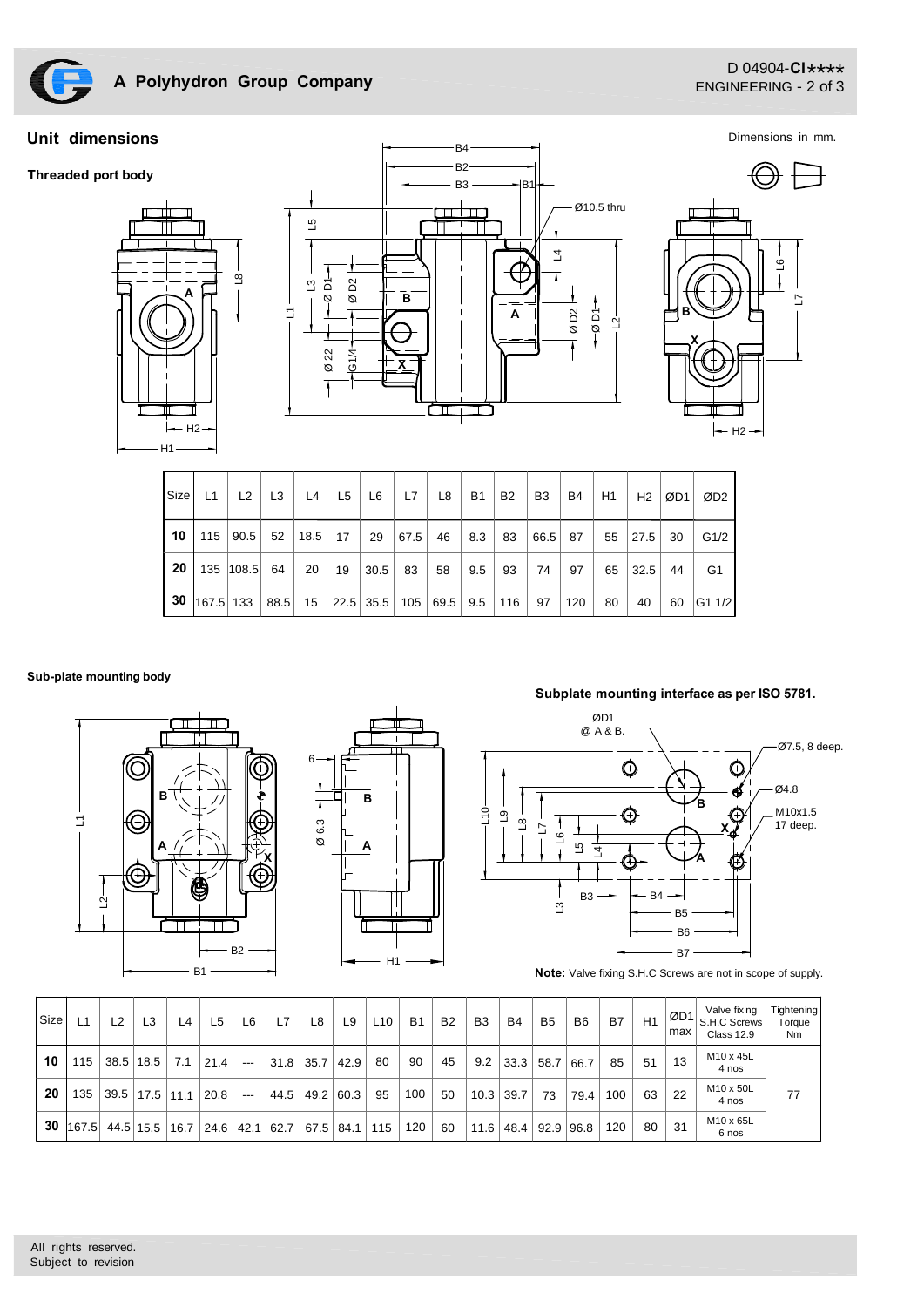## Unit dimensions

Dimensions in mm.

### Threaded port body

| Size | L1 | L2 | L3 | L4 | L5 | L6 | L7 | L8 | B1 | B2 | B3 | B4 | H1 | H2 | ØD1 | ØD2 |
|---|---|---|---|---|---|---|---|---|---|---|---|---|---|---|---|---|
| **10** | 115 | 90.5 | 52 | 18.5 | 17 | 29 | 67.5 | 46 | 8.3 | 83 | 66.5 | 87 | 55 | 27.5 | 30 | G1/2 |
| **20** | 135 | 108.5 | 64 | 20 | 19 | 30.5 | 83 | 58 | 9.5 | 93 | 74 | 97 | 65 | 32.5 | 44 | G1 |
| **30** | 167.5 | 133 | 88.5 | 15 | 22.5 | 35.5 | 105 | 69.5 | 9.5 | 116 | 97 | 120 | 80 | 40 | 60 | G1 1/2 |

### Sub-plate mounting body

**Subplate mounting interface as per ISO 5781.**

**Note:** Valve fixing S.H.C Screws are not in scope of supply.

| Size | L1 | L2 | L3 | L4 | L5 | L6 | L7 | L8 | L9 | L10 | B1 | B2 | B3 | B4 | B5 | B6 | B7 | H1 | ØD1 max | Valve fixing S.H.C Screws Class 12.9 | Tightening Torque Nm |
|---|---|---|---|---|---|---|---|---|---|---|---|---|---|---|---|---|---|---|---|---|---|
| **10** | 115 | 38.5 | 18.5 | 7.1 | 21.4 | --- | 31.8 | 35.7 | 42.9 | 80 | 90 | 45 | 9.2 | 33.3 | 58.7 | 66.7 | 85 | 51 | 13 | M10 x 45L 4 nos | 77 |
| **20** | 135 | 39.5 | 17.5 | 11.1 | 20.8 | --- | 44.5 | 49.2 | 60.3 | 95 | 100 | 50 | 10.3 | 39.7 | 73 | 79.4 | 100 | 63 | 22 | M10 x 50L 4 nos | |
| **30** | 167.5 | 44.5 | 15.5 | 16.7 | 24.6 | 42.1 | 62.7 | 67.5 | 84.1 | 115 | 120 | 60 | 11.6 | 48.4 | 92.9 | 96.8 | 120 | 80 | 31 | M10 x 65L 6 nos | |

All rights reserved.
Subject to revision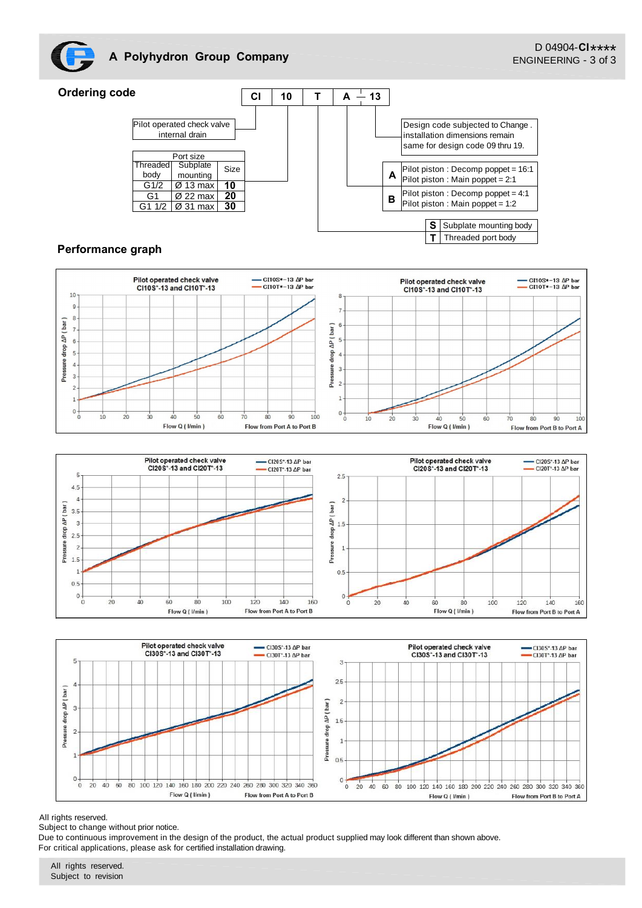## Ordering code

CI | 10 | T | A — 13

Pilot operated check valve internal drain

| Port size | | |
|---|---|---|
| Threaded body | Subplate mounting | Size |
| G1/2 | Ø 13 max | **10** |
| G1 | Ø 22 max | **20** |
| G1 1/2 | Ø 31 max | **30** |

Design code subjected to Change . installation dimensions remain same for design code 09 thru 19.

| | |
|---|---|
| **A** | Pilot piston : Decomp poppet = 16:1<br>Pilot piston : Main poppet = 2:1 |
| **B** | Pilot piston : Decomp poppet = 4:1<br>Pilot piston : Main poppet = 1:2 |

| | |
|---|---|
| **S** | Subplate mounting body |
| **T** | Threaded port body |

## Performance graph

Pilot operated check valve
CI10S*-13 and CI10T*-13
CI10S*–13 ΔP bar
CI10T*–13 ΔP bar
Pressure drop ΔP ( bar )
Flow Q ( l/min )
Flow from Port A to Port B

Pilot operated check valve
CI10S*-13 and CI10T*-13
CI10S*–13 ΔP bar
CI10T*–13 ΔP bar
Pressure drop ΔP ( bar )
Flow Q ( l/min )
Flow from Port B to Port A

Pilot operated check valve
CI20S*-13 and CI20T*-13
CI20S*-13 ΔP bar
CI20T*-13 ΔP bar
Pressure drop ΔP ( bar )
Flow Q ( l/min )
Flow from Port A to Port B

Pilot operated check valve
CI20S*-13 and CI20T*-13
CI20S*-13 ΔP bar
CI20T*-13 ΔP bar
Pressure drop ΔP ( bar )
Flow Q ( l/min )
Flow from Port B to Port A

Pilot operated check valve
CI30S*-13 and CI30T*-13
CI30S*-13 ΔP bar
CI30T*-13 ΔP bar
Pressure drop ΔP ( bar )
Flow Q ( l/min )
Flow from Port A to Port B

Pilot operated check valve
CI30S*-13 and CI30T*-13
CI30S*-13 ΔP bar
CI30T*-13 ΔP bar
Pressure drop ΔP ( bar )
Flow Q ( l/min )
Flow from Port B to Port A

All rights reserved.
Subject to change without prior notice.
Due to continuous improvement in the design of the product, the actual product supplied may look different than shown above.
For critical applications, please ask for certified installation drawing.